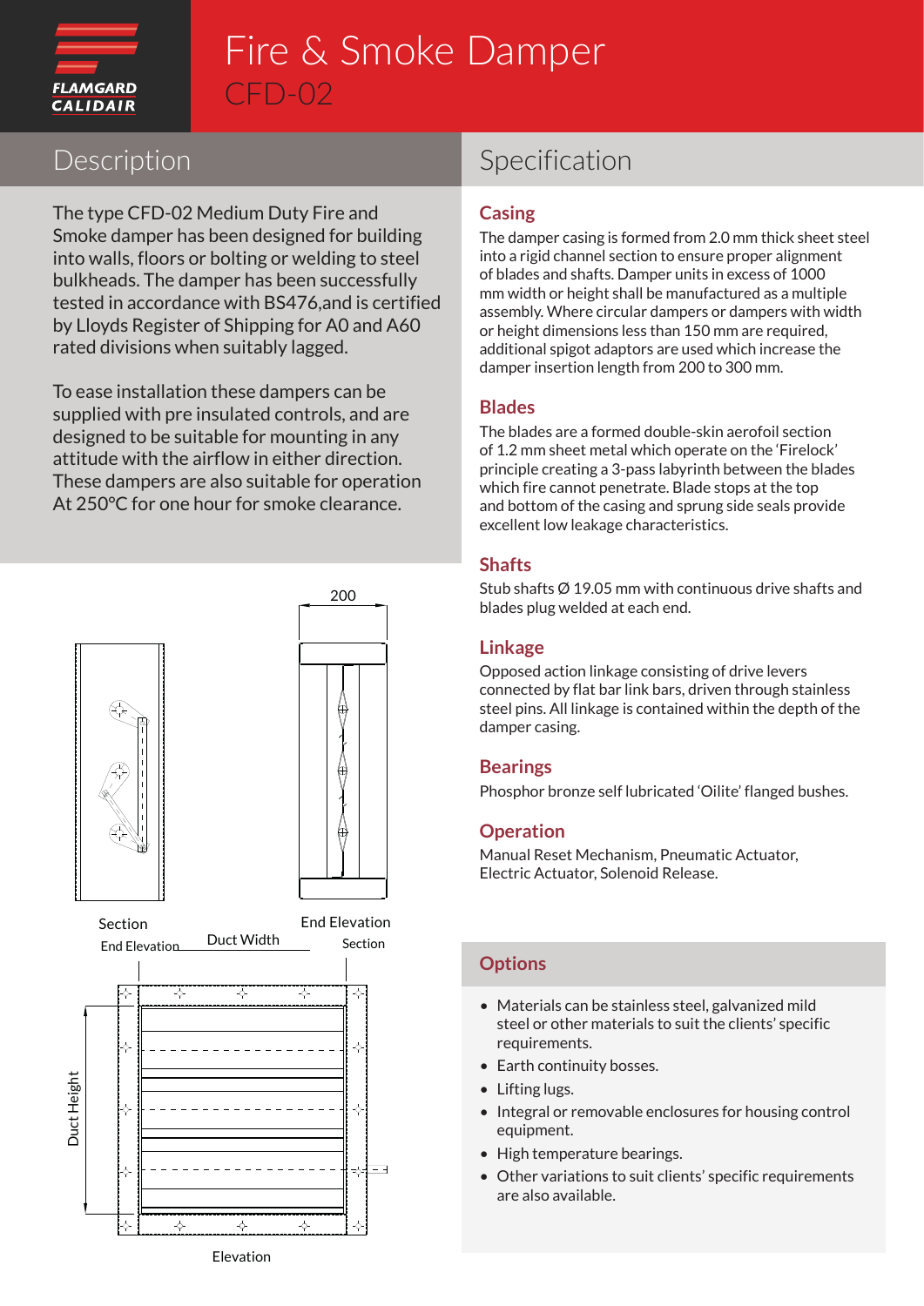FLAMGARD CALIDAIR

# Fire & Smoke Damper

## CFD-02

## Description

The type CFD-02 Medium Duty Fire and Smoke damper has been designed for building into walls, floors or bolting or welding to steel bulkheads. The damper has been successfully tested in accordance with BS476,and is certified by Lloyds Register of Shipping for A0 and A60 rated divisions when suitably lagged.

To ease installation these dampers can be supplied with pre insulated controls, and are designed to be suitable for mounting in any attitude with the airflow in either direction. These dampers are also suitable for operation At 250°C for one hour for smoke clearance.

200

Section

End Elevation

Duct Width

End Elevation

Section

Duct Height

Elevation

## Specification

### Casing

The damper casing is formed from 2.0 mm thick sheet steel into a rigid channel section to ensure proper alignment of blades and shafts. Damper units in excess of 1000 mm width or height shall be manufactured as a multiple assembly. Where circular dampers or dampers with width or height dimensions less than 150 mm are required, additional spigot adaptors are used which increase the damper insertion length from 200 to 300 mm.

### Blades

The blades are a formed double-skin aerofoil section of 1.2 mm sheet metal which operate on the 'Firelock' principle creating a 3-pass labyrinth between the blades which fire cannot penetrate. Blade stops at the top and bottom of the casing and sprung side seals provide excellent low leakage characteristics.

### Shafts

Stub shafts Ø 19.05 mm with continuous drive shafts and blades plug welded at each end.

### Linkage

Opposed action linkage consisting of drive levers connected by flat bar link bars, driven through stainless steel pins. All linkage is contained within the depth of the damper casing.

### Bearings

Phosphor bronze self lubricated 'Oilite' flanged bushes.

### Operation

Manual Reset Mechanism, Pneumatic Actuator, Electric Actuator, Solenoid Release.

## Options

- Materials can be stainless steel, galvanized mild steel or other materials to suit the clients' specific requirements.
- Earth continuity bosses.
- Lifting lugs.
- Integral or removable enclosures for housing control equipment.
- High temperature bearings.
- Other variations to suit clients' specific requirements are also available.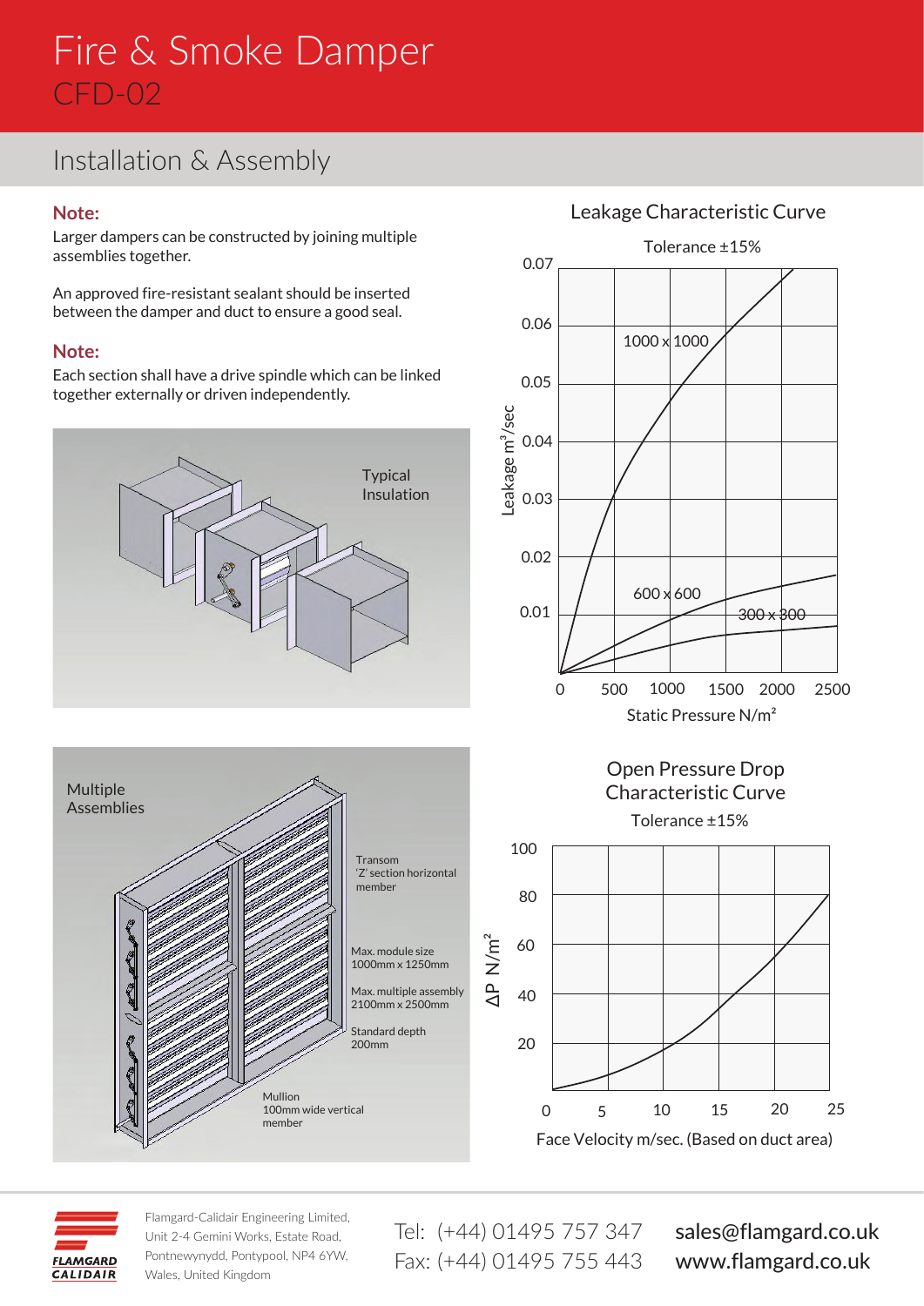# Fire & Smoke Damper

CFD-02

## Installation & Assembly

**Note:**

Larger dampers can be constructed by joining multiple assemblies together.

An approved fire-resistant sealant should be inserted between the damper and duct to ensure a good seal.

**Note:**

Each section shall have a drive spindle which can be linked together externally or driven independently.

Typical Insulation

Multiple Assemblies

Transom 'Z' section horizontal member

Max. module size 1000mm x 1250mm

Max. multiple assembly 2100mm x 2500mm

Standard depth 200mm

Mullion 100mm wide vertical member

### Leakage Characteristic Curve

Tolerance ±15%

Leakage $m^3$/sec

0.07
0.06
0.05
0.04
0.03
0.02
0.01

1000 x 1000
600 x 600
300 x 300

0
500
1000
1500
2000
2500

Static Pressure N/$m^2$

### Open Pressure Drop Characteristic Curve

Tolerance ±15%

ΔP N/$m^2$

100
80
60
40
20

0
5
10
15
20
25

Face Velocity m/sec. (Based on duct area)

Flamgard-Calidair Engineering Limited, Unit 2-4 Gemini Works, Estate Road, Pontnewynydd, Pontypool, NP4 6YW, Wales, United Kingdom

Tel: (+44) 01495 757 347
Fax: (+44) 01495 755 443

sales@flamgard.co.uk
www.flamgard.co.uk